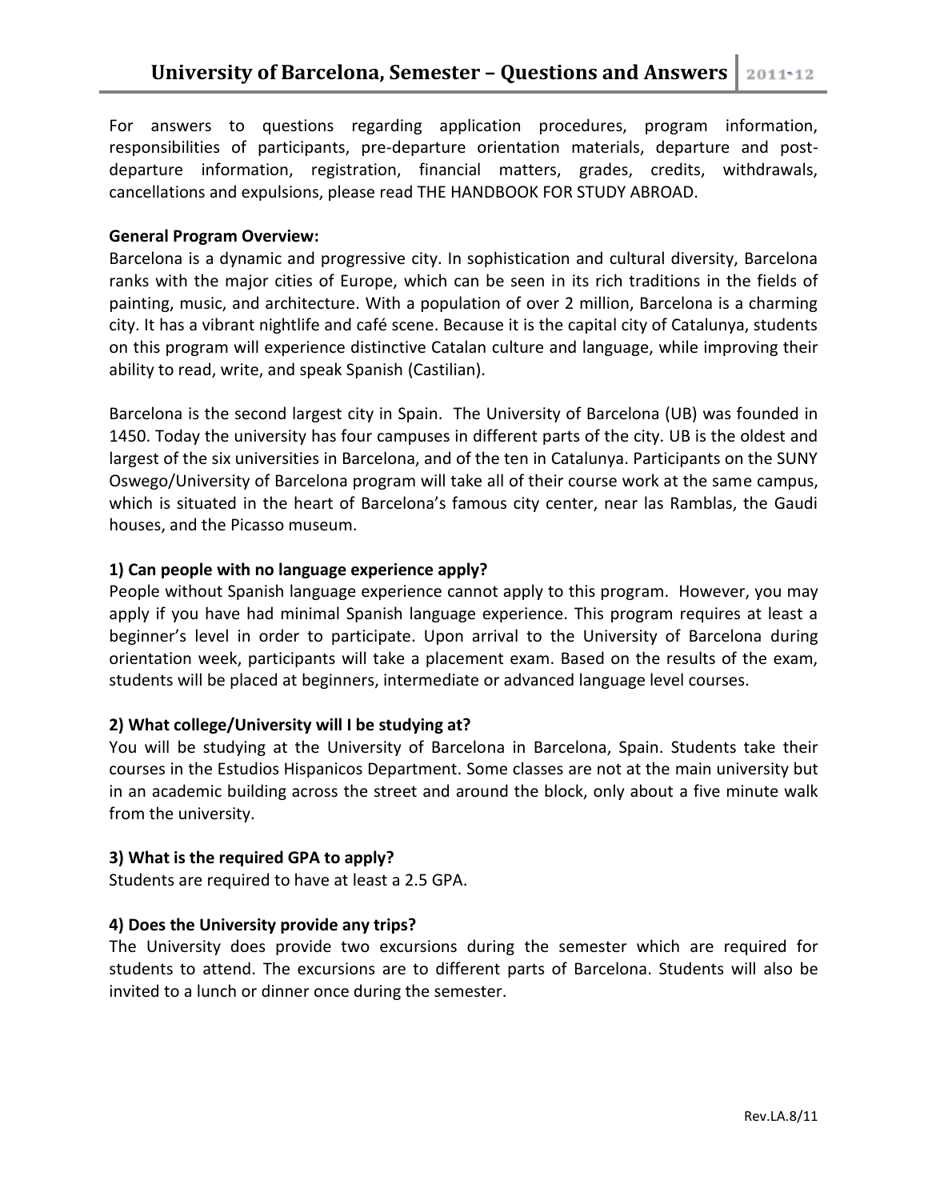# University of Barcelona, Semester – Questions and Answers | 2011-12

For answers to questions regarding application procedures, program information, responsibilities of participants, pre-departure orientation materials, departure and post-departure information, registration, financial matters, grades, credits, withdrawals, cancellations and expulsions, please read THE HANDBOOK FOR STUDY ABROAD.

**General Program Overview:**

Barcelona is a dynamic and progressive city. In sophistication and cultural diversity, Barcelona ranks with the major cities of Europe, which can be seen in its rich traditions in the fields of painting, music, and architecture. With a population of over 2 million, Barcelona is a charming city. It has a vibrant nightlife and café scene. Because it is the capital city of Catalunya, students on this program will experience distinctive Catalan culture and language, while improving their ability to read, write, and speak Spanish (Castilian).

Barcelona is the second largest city in Spain. The University of Barcelona (UB) was founded in 1450. Today the university has four campuses in different parts of the city. UB is the oldest and largest of the six universities in Barcelona, and of the ten in Catalunya. Participants on the SUNY Oswego/University of Barcelona program will take all of their course work at the same campus, which is situated in the heart of Barcelona's famous city center, near las Ramblas, the Gaudi houses, and the Picasso museum.

**1) Can people with no language experience apply?**

People without Spanish language experience cannot apply to this program. However, you may apply if you have had minimal Spanish language experience. This program requires at least a beginner's level in order to participate. Upon arrival to the University of Barcelona during orientation week, participants will take a placement exam. Based on the results of the exam, students will be placed at beginners, intermediate or advanced language level courses.

**2) What college/University will I be studying at?**

You will be studying at the University of Barcelona in Barcelona, Spain. Students take their courses in the Estudios Hispanicos Department. Some classes are not at the main university but in an academic building across the street and around the block, only about a five minute walk from the university.

**3) What is the required GPA to apply?**

Students are required to have at least a 2.5 GPA.

**4) Does the University provide any trips?**

The University does provide two excursions during the semester which are required for students to attend. The excursions are to different parts of Barcelona. Students will also be invited to a lunch or dinner once during the semester.

Rev.LA.8/11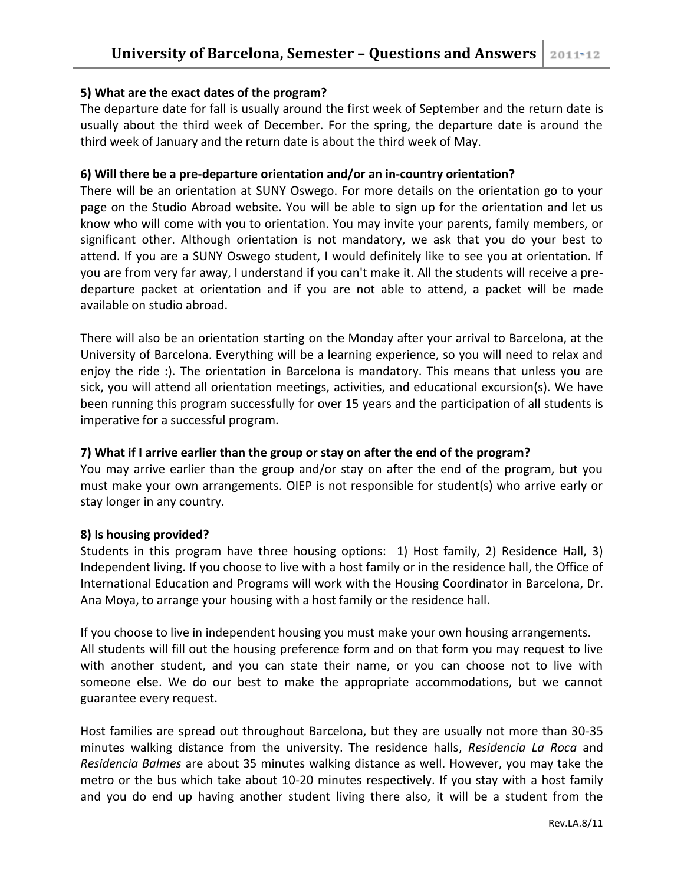**5) What are the exact dates of the program?**

The departure date for fall is usually around the first week of September and the return date is usually about the third week of December. For the spring, the departure date is around the third week of January and the return date is about the third week of May.

**6) Will there be a pre-departure orientation and/or an in-country orientation?**

There will be an orientation at SUNY Oswego. For more details on the orientation go to your page on the Studio Abroad website. You will be able to sign up for the orientation and let us know who will come with you to orientation. You may invite your parents, family members, or significant other. Although orientation is not mandatory, we ask that you do your best to attend. If you are a SUNY Oswego student, I would definitely like to see you at orientation. If you are from very far away, I understand if you can't make it. All the students will receive a pre-departure packet at orientation and if you are not able to attend, a packet will be made available on studio abroad.

There will also be an orientation starting on the Monday after your arrival to Barcelona, at the University of Barcelona. Everything will be a learning experience, so you will need to relax and enjoy the ride :). The orientation in Barcelona is mandatory. This means that unless you are sick, you will attend all orientation meetings, activities, and educational excursion(s). We have been running this program successfully for over 15 years and the participation of all students is imperative for a successful program.

**7) What if I arrive earlier than the group or stay on after the end of the program?**

You may arrive earlier than the group and/or stay on after the end of the program, but you must make your own arrangements. OIEP is not responsible for student(s) who arrive early or stay longer in any country.

**8) Is housing provided?**

Students in this program have three housing options: 1) Host family, 2) Residence Hall, 3) Independent living. If you choose to live with a host family or in the residence hall, the Office of International Education and Programs will work with the Housing Coordinator in Barcelona, Dr. Ana Moya, to arrange your housing with a host family or the residence hall.

If you choose to live in independent housing you must make your own housing arrangements. All students will fill out the housing preference form and on that form you may request to live with another student, and you can state their name, or you can choose not to live with someone else. We do our best to make the appropriate accommodations, but we cannot guarantee every request.

Host families are spread out throughout Barcelona, but they are usually not more than 30-35 minutes walking distance from the university. The residence halls, *Residencia La Roca* and *Residencia Balmes* are about 35 minutes walking distance as well. However, you may take the metro or the bus which take about 10-20 minutes respectively. If you stay with a host family and you do end up having another student living there also, it will be a student from the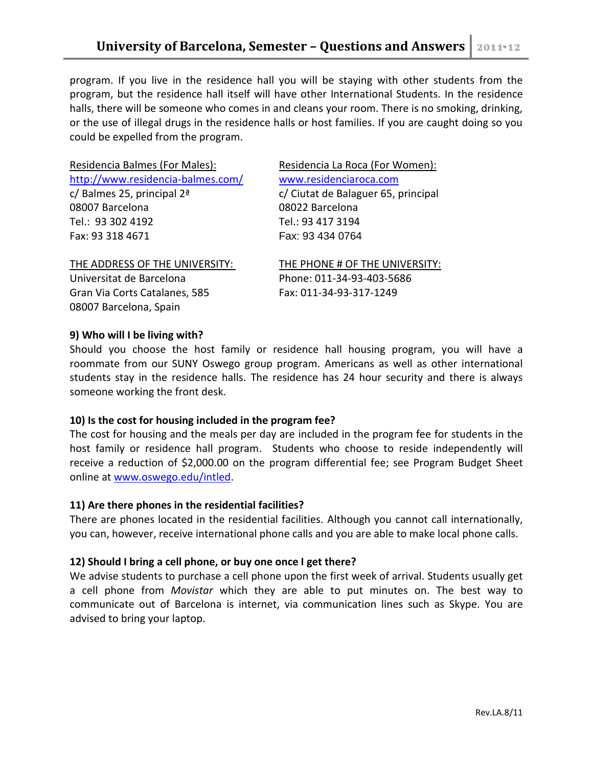program. If you live in the residence hall you will be staying with other students from the program, but the residence hall itself will have other International Students. In the residence halls, there will be someone who comes in and cleans your room. There is no smoking, drinking, or the use of illegal drugs in the residence halls or host families. If you are caught doing so you could be expelled from the program.

Residencia Balmes (For Males):
http://www.residencia-balmes.com/
c/ Balmes 25, principal 2ª
08007 Barcelona
Tel.: 93 302 4192
Fax: 93 318 4671

Residencia La Roca (For Women):
www.residenciaroca.com
c/ Ciutat de Balaguer 65, principal
08022 Barcelona
Tel.: 93 417 3194
Fax: 93 434 0764

THE ADDRESS OF THE UNIVERSITY:
Universitat de Barcelona
Gran Via Corts Catalanes, 585
08007 Barcelona, Spain

THE PHONE # OF THE UNIVERSITY:
Phone: 011-34-93-403-5686
Fax: 011-34-93-317-1249

**9) Who will I be living with?**

Should you choose the host family or residence hall housing program, you will have a roommate from our SUNY Oswego group program. Americans as well as other international students stay in the residence halls. The residence has 24 hour security and there is always someone working the front desk.

**10) Is the cost for housing included in the program fee?**

The cost for housing and the meals per day are included in the program fee for students in the host family or residence hall program. Students who choose to reside independently will receive a reduction of $2,000.00 on the program differential fee; see Program Budget Sheet online at www.oswego.edu/intled.

**11) Are there phones in the residential facilities?**

There are phones located in the residential facilities. Although you cannot call internationally, you can, however, receive international phone calls and you are able to make local phone calls.

**12) Should I bring a cell phone, or buy one once I get there?**

We advise students to purchase a cell phone upon the first week of arrival. Students usually get a cell phone from *Movistar* which they are able to put minutes on. The best way to communicate out of Barcelona is internet, via communication lines such as Skype. You are advised to bring your laptop.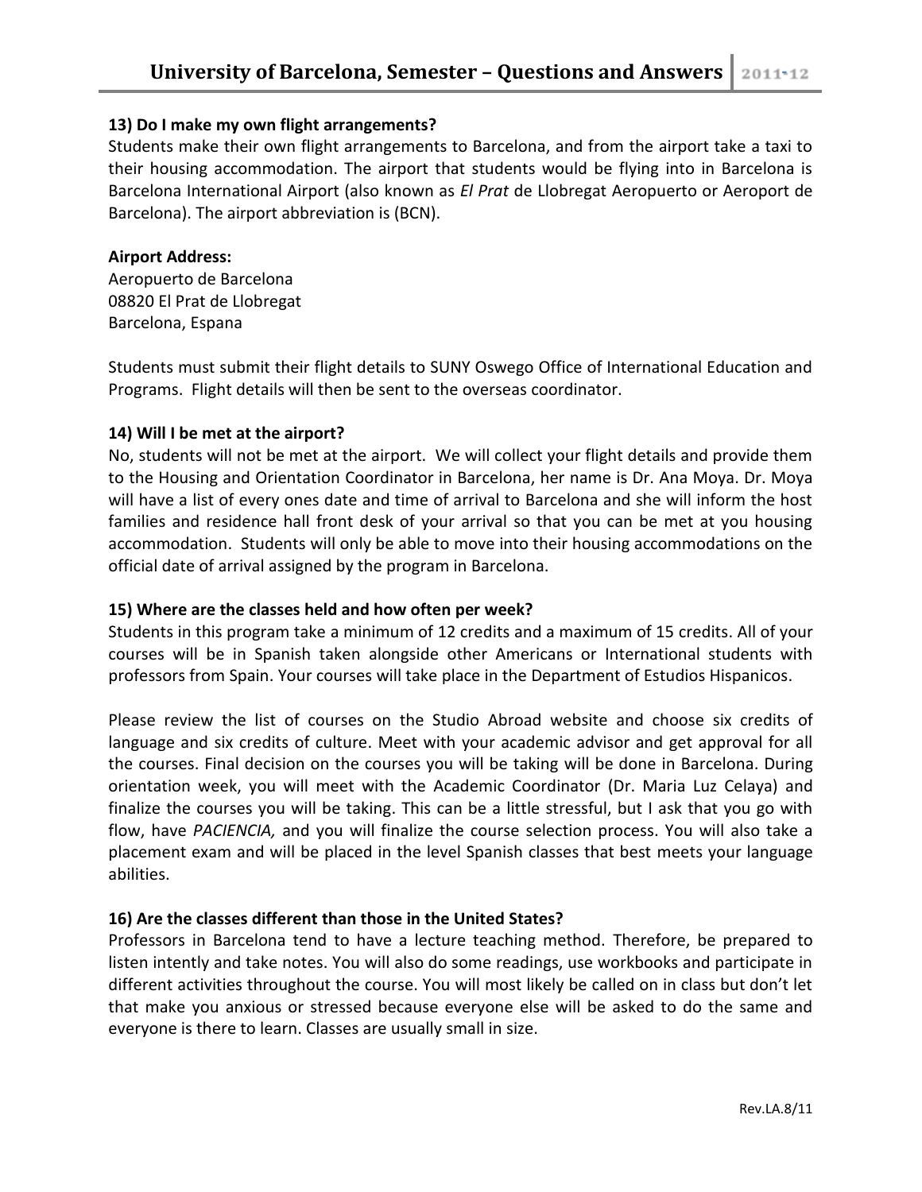### 13) Do I make my own flight arrangements?

Students make their own flight arrangements to Barcelona, and from the airport take a taxi to their housing accommodation. The airport that students would be flying into in Barcelona is Barcelona International Airport (also known as *El Prat* de Llobregat Aeropuerto or Aeroport de Barcelona). The airport abbreviation is (BCN).

**Airport Address:**
Aeropuerto de Barcelona
08820 El Prat de Llobregat
Barcelona, Espana

Students must submit their flight details to SUNY Oswego Office of International Education and Programs. Flight details will then be sent to the overseas coordinator.

### 14) Will I be met at the airport?

No, students will not be met at the airport. We will collect your flight details and provide them to the Housing and Orientation Coordinator in Barcelona, her name is Dr. Ana Moya. Dr. Moya will have a list of every ones date and time of arrival to Barcelona and she will inform the host families and residence hall front desk of your arrival so that you can be met at you housing accommodation. Students will only be able to move into their housing accommodations on the official date of arrival assigned by the program in Barcelona.

### 15) Where are the classes held and how often per week?

Students in this program take a minimum of 12 credits and a maximum of 15 credits. All of your courses will be in Spanish taken alongside other Americans or International students with professors from Spain. Your courses will take place in the Department of Estudios Hispanicos.

Please review the list of courses on the Studio Abroad website and choose six credits of language and six credits of culture. Meet with your academic advisor and get approval for all the courses. Final decision on the courses you will be taking will be done in Barcelona. During orientation week, you will meet with the Academic Coordinator (Dr. Maria Luz Celaya) and finalize the courses you will be taking. This can be a little stressful, but I ask that you go with flow, have *PACIENCIA,* and you will finalize the course selection process. You will also take a placement exam and will be placed in the level Spanish classes that best meets your language abilities.

### 16) Are the classes different than those in the United States?

Professors in Barcelona tend to have a lecture teaching method. Therefore, be prepared to listen intently and take notes. You will also do some readings, use workbooks and participate in different activities throughout the course. You will most likely be called on in class but don't let that make you anxious or stressed because everyone else will be asked to do the same and everyone is there to learn. Classes are usually small in size.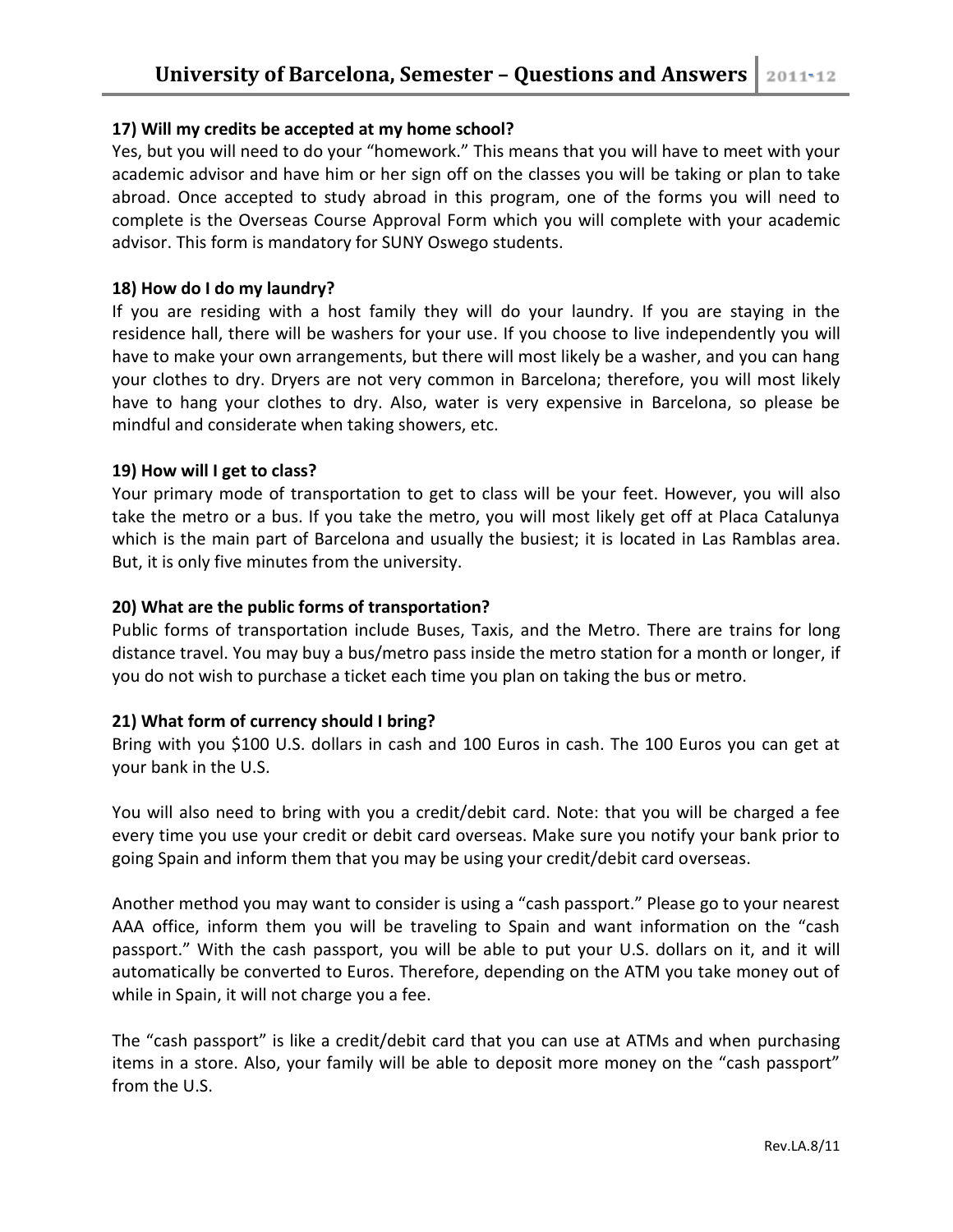### 17) Will my credits be accepted at my home school?

Yes, but you will need to do your "homework." This means that you will have to meet with your academic advisor and have him or her sign off on the classes you will be taking or plan to take abroad. Once accepted to study abroad in this program, one of the forms you will need to complete is the Overseas Course Approval Form which you will complete with your academic advisor. This form is mandatory for SUNY Oswego students.

### 18) How do I do my laundry?

If you are residing with a host family they will do your laundry. If you are staying in the residence hall, there will be washers for your use. If you choose to live independently you will have to make your own arrangements, but there will most likely be a washer, and you can hang your clothes to dry. Dryers are not very common in Barcelona; therefore, you will most likely have to hang your clothes to dry. Also, water is very expensive in Barcelona, so please be mindful and considerate when taking showers, etc.

### 19) How will I get to class?

Your primary mode of transportation to get to class will be your feet. However, you will also take the metro or a bus. If you take the metro, you will most likely get off at Placa Catalunya which is the main part of Barcelona and usually the busiest; it is located in Las Ramblas area. But, it is only five minutes from the university.

### 20) What are the public forms of transportation?

Public forms of transportation include Buses, Taxis, and the Metro. There are trains for long distance travel. You may buy a bus/metro pass inside the metro station for a month or longer, if you do not wish to purchase a ticket each time you plan on taking the bus or metro.

### 21) What form of currency should I bring?

Bring with you $100 U.S. dollars in cash and 100 Euros in cash. The 100 Euros you can get at your bank in the U.S.

You will also need to bring with you a credit/debit card. Note: that you will be charged a fee every time you use your credit or debit card overseas. Make sure you notify your bank prior to going Spain and inform them that you may be using your credit/debit card overseas.

Another method you may want to consider is using a "cash passport." Please go to your nearest AAA office, inform them you will be traveling to Spain and want information on the "cash passport." With the cash passport, you will be able to put your U.S. dollars on it, and it will automatically be converted to Euros. Therefore, depending on the ATM you take money out of while in Spain, it will not charge you a fee.

The "cash passport" is like a credit/debit card that you can use at ATMs and when purchasing items in a store. Also, your family will be able to deposit more money on the "cash passport" from the U.S.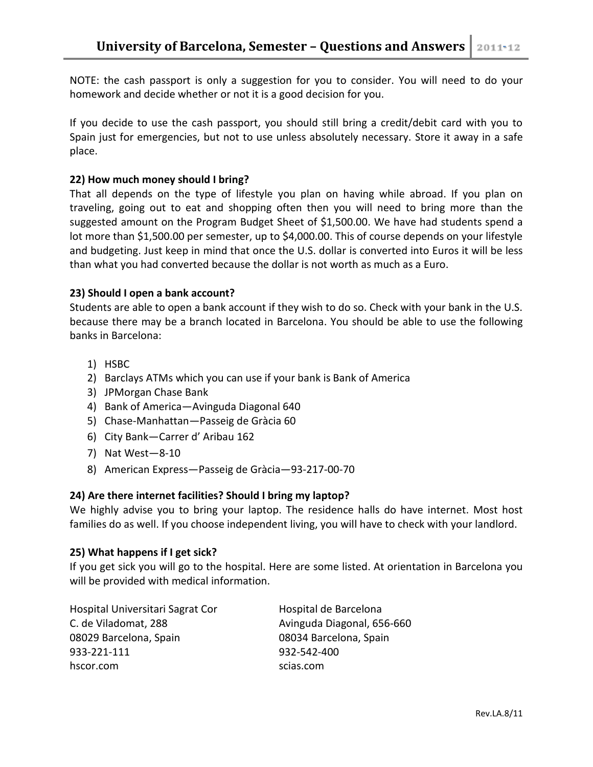NOTE: the cash passport is only a suggestion for you to consider. You will need to do your homework and decide whether or not it is a good decision for you.

If you decide to use the cash passport, you should still bring a credit/debit card with you to Spain just for emergencies, but not to use unless absolutely necessary. Store it away in a safe place.

**22) How much money should I bring?**

That all depends on the type of lifestyle you plan on having while abroad. If you plan on traveling, going out to eat and shopping often then you will need to bring more than the suggested amount on the Program Budget Sheet of $1,500.00. We have had students spend a lot more than $1,500.00 per semester, up to $4,000.00. This of course depends on your lifestyle and budgeting. Just keep in mind that once the U.S. dollar is converted into Euros it will be less than what you had converted because the dollar is not worth as much as a Euro.

**23) Should I open a bank account?**

Students are able to open a bank account if they wish to do so. Check with your bank in the U.S. because there may be a branch located in Barcelona. You should be able to use the following banks in Barcelona:

1) HSBC
2) Barclays ATMs which you can use if your bank is Bank of America
3) JPMorgan Chase Bank
4) Bank of America—Avinguda Diagonal 640
5) Chase-Manhattan—Passeig de Gràcia 60
6) City Bank—Carrer d' Aribau 162
7) Nat West—8-10
8) American Express—Passeig de Gràcia—93-217-00-70

**24) Are there internet facilities? Should I bring my laptop?**

We highly advise you to bring your laptop. The residence halls do have internet. Most host families do as well. If you choose independent living, you will have to check with your landlord.

**25) What happens if I get sick?**

If you get sick you will go to the hospital. Here are some listed. At orientation in Barcelona you will be provided with medical information.

Hospital Universitari Sagrat Cor
C. de Viladomat, 288
08029 Barcelona, Spain
933-221-111
hscor.com

Hospital de Barcelona
Avinguda Diagonal, 656-660
08034 Barcelona, Spain
932-542-400
scias.com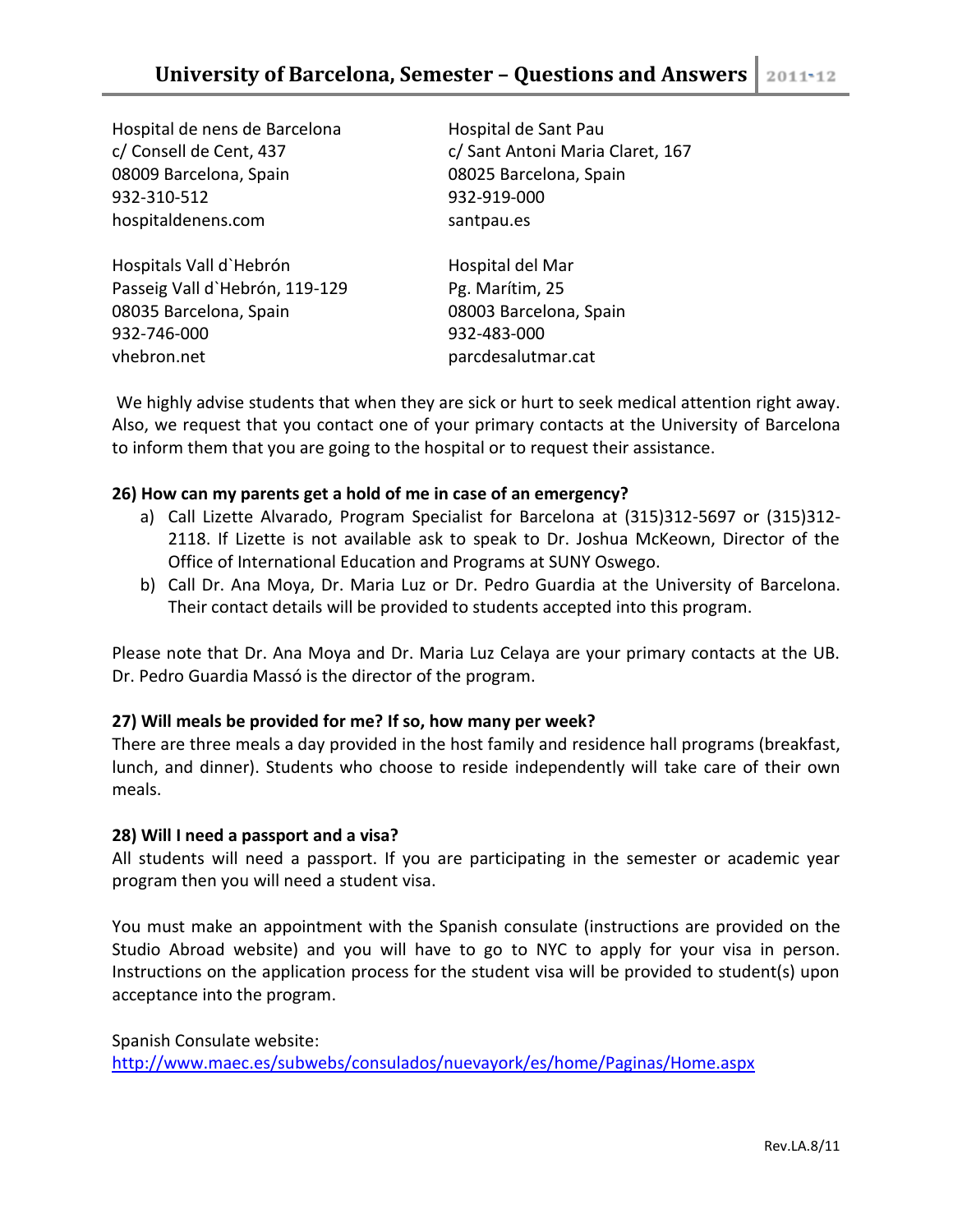Hospital de nens de Barcelona
c/ Consell de Cent, 437
08009 Barcelona, Spain
932-310-512
hospitaldenens.com

Hospital de Sant Pau
c/ Sant Antoni Maria Claret, 167
08025 Barcelona, Spain
932-919-000
santpau.es

Hospitals Vall d`Hebrón
Passeig Vall d`Hebrón, 119-129
08035 Barcelona, Spain
932-746-000
vhebron.net

Hospital del Mar
Pg. Marítim, 25
08003 Barcelona, Spain
932-483-000
parcdesalutmar.cat

We highly advise students that when they are sick or hurt to seek medical attention right away. Also, we request that you contact one of your primary contacts at the University of Barcelona to inform them that you are going to the hospital or to request their assistance.

**26) How can my parents get a hold of me in case of an emergency?**

a) Call Lizette Alvarado, Program Specialist for Barcelona at (315)312-5697 or (315)312-2118. If Lizette is not available ask to speak to Dr. Joshua McKeown, Director of the Office of International Education and Programs at SUNY Oswego.
b) Call Dr. Ana Moya, Dr. Maria Luz or Dr. Pedro Guardia at the University of Barcelona. Their contact details will be provided to students accepted into this program.

Please note that Dr. Ana Moya and Dr. Maria Luz Celaya are your primary contacts at the UB. Dr. Pedro Guardia Massó is the director of the program.

**27) Will meals be provided for me? If so, how many per week?**

There are three meals a day provided in the host family and residence hall programs (breakfast, lunch, and dinner). Students who choose to reside independently will take care of their own meals.

**28) Will I need a passport and a visa?**

All students will need a passport. If you are participating in the semester or academic year program then you will need a student visa.

You must make an appointment with the Spanish consulate (instructions are provided on the Studio Abroad website) and you will have to go to NYC to apply for your visa in person. Instructions on the application process for the student visa will be provided to student(s) upon acceptance into the program.

Spanish Consulate website:
http://www.maec.es/subwebs/consulados/nuevayork/es/home/Paginas/Home.aspx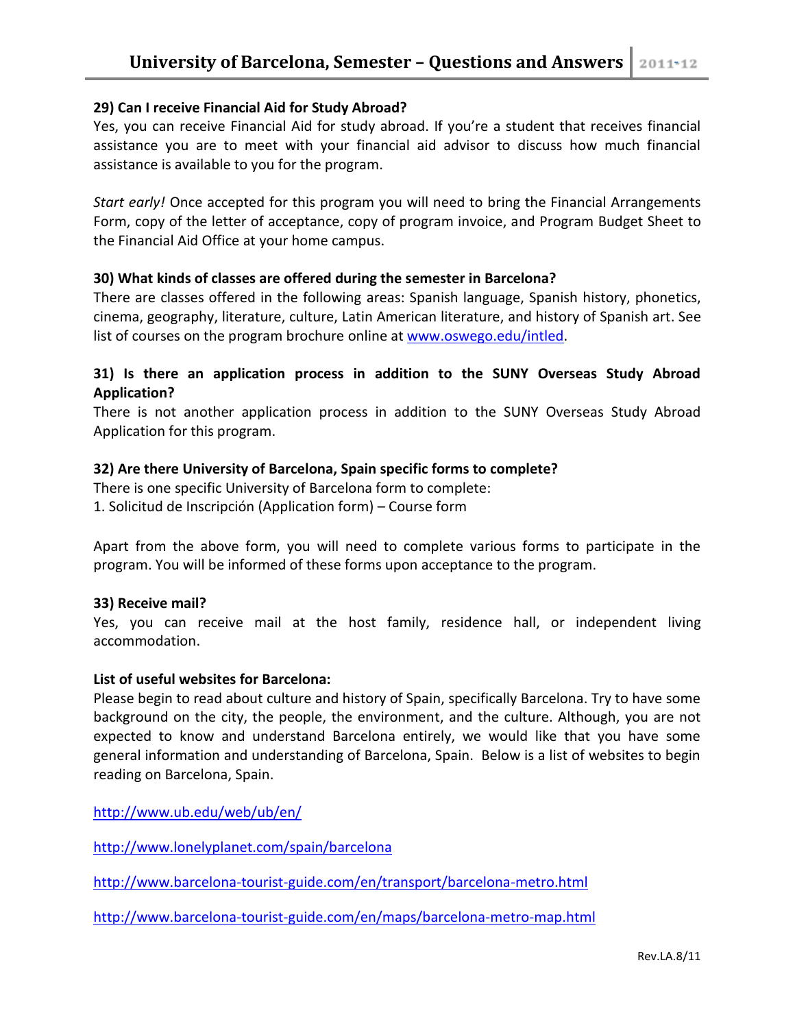### 29) Can I receive Financial Aid for Study Abroad?

Yes, you can receive Financial Aid for study abroad. If you're a student that receives financial assistance you are to meet with your financial aid advisor to discuss how much financial assistance is available to you for the program.

*Start early!* Once accepted for this program you will need to bring the Financial Arrangements Form, copy of the letter of acceptance, copy of program invoice, and Program Budget Sheet to the Financial Aid Office at your home campus.

### 30) What kinds of classes are offered during the semester in Barcelona?

There are classes offered in the following areas: Spanish language, Spanish history, phonetics, cinema, geography, literature, culture, Latin American literature, and history of Spanish art. See list of courses on the program brochure online at [www.oswego.edu/intled](www.oswego.edu/intled).

### 31) Is there an application process in addition to the SUNY Overseas Study Abroad Application?

There is not another application process in addition to the SUNY Overseas Study Abroad Application for this program.

### 32) Are there University of Barcelona, Spain specific forms to complete?

There is one specific University of Barcelona form to complete:

1. Solicitud de Inscripción (Application form) – Course form

Apart from the above form, you will need to complete various forms to participate in the program. You will be informed of these forms upon acceptance to the program.

### 33) Receive mail?

Yes, you can receive mail at the host family, residence hall, or independent living accommodation.

### List of useful websites for Barcelona:

Please begin to read about culture and history of Spain, specifically Barcelona. Try to have some background on the city, the people, the environment, and the culture. Although, you are not expected to know and understand Barcelona entirely, we would like that you have some general information and understanding of Barcelona, Spain. Below is a list of websites to begin reading on Barcelona, Spain.

http://www.ub.edu/web/ub/en/

http://www.lonelyplanet.com/spain/barcelona

http://www.barcelona-tourist-guide.com/en/transport/barcelona-metro.html

http://www.barcelona-tourist-guide.com/en/maps/barcelona-metro-map.html

Rev.LA.8/11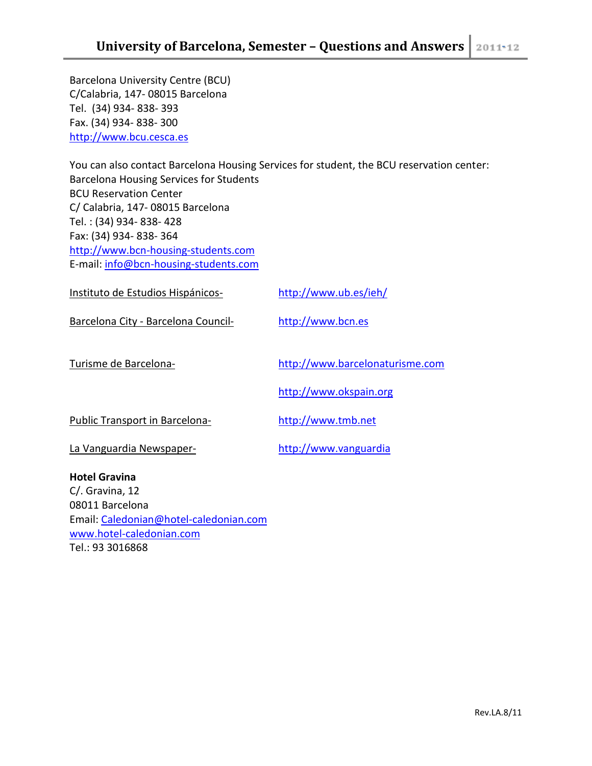Barcelona University Centre (BCU)
C/Calabria, 147- 08015 Barcelona
Tel. (34) 934- 838- 393
Fax. (34) 934- 838- 300
http://www.bcu.cesca.es

You can also contact Barcelona Housing Services for student, the BCU reservation center:
Barcelona Housing Services for Students
BCU Reservation Center
C/ Calabria, 147- 08015 Barcelona
Tel. : (34) 934- 838- 428
Fax: (34) 934- 838- 364
http://www.bcn-housing-students.com
E-mail: info@bcn-housing-students.com

| | |
|---|---|
| Instituto de Estudios Hispánicos- | http://www.ub.es/ieh/ |
| Barcelona City - Barcelona Council- | http://www.bcn.es |
| Turisme de Barcelona- | http://www.barcelonaturisme.com |
| | http://www.okspain.org |
| Public Transport in Barcelona- | http://www.tmb.net |
| La Vanguardia Newspaper- | http://www.vanguardia |

**Hotel Gravina**
C/. Gravina, 12
08011 Barcelona
Email: Caledonian@hotel-caledonian.com
www.hotel-caledonian.com
Tel.: 93 3016868

Rev.LA.8/11